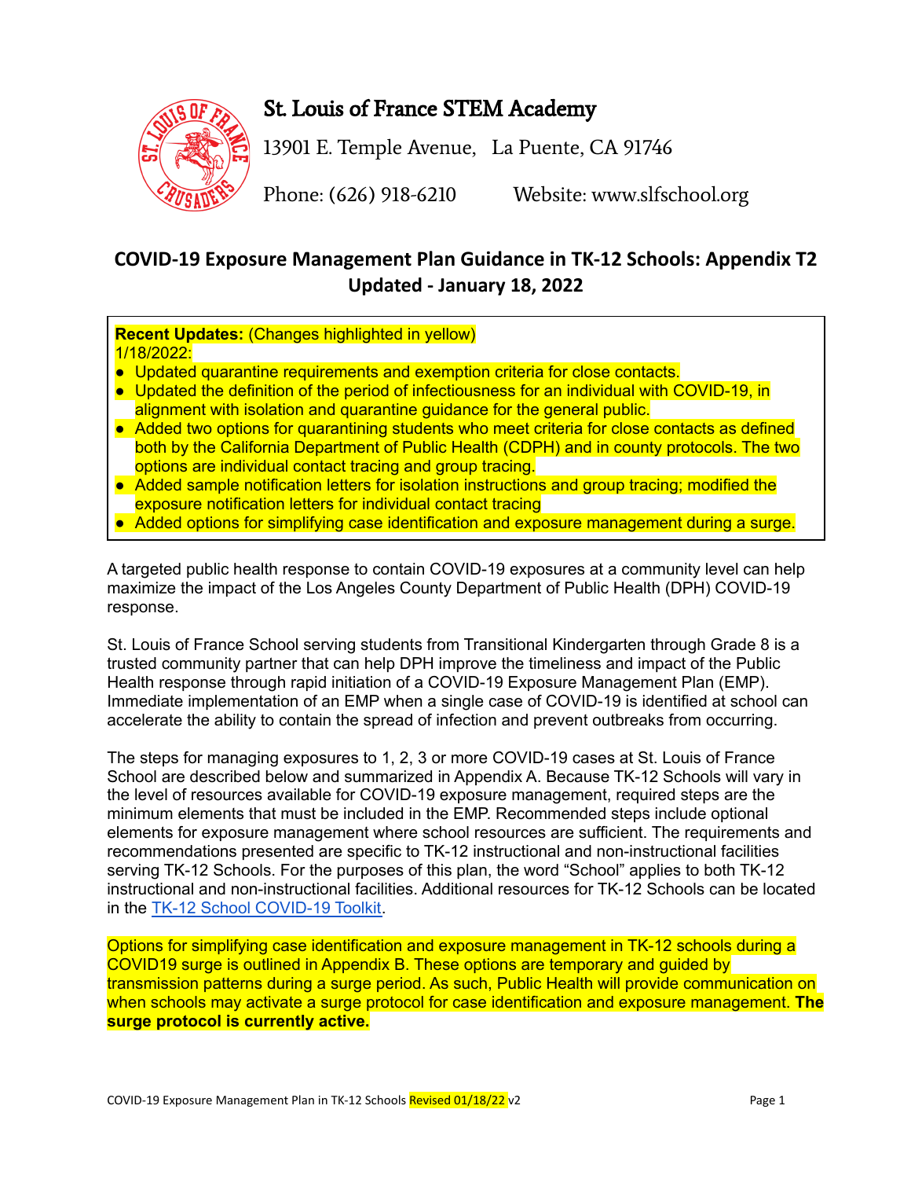# St. Louis of France STEM Academy

13901 E. Temple Avenue, La Puente, CA 91746

Phone: (626) 918-6210 Website: www.slfschool.org

## COVID-19 Exposure Management Plan Guidance in TK-12 Schools: Appendix T2
## Updated - January 18, 2022

**Recent Updates:** (Changes highlighted in yellow)
1/18/2022:

- Updated quarantine requirements and exemption criteria for close contacts.
- Updated the definition of the period of infectiousness for an individual with COVID-19, in alignment with isolation and quarantine guidance for the general public.
- Added two options for quarantining students who meet criteria for close contacts as defined both by the California Department of Public Health (CDPH) and in county protocols. The two options are individual contact tracing and group tracing.
- Added sample notification letters for isolation instructions and group tracing; modified the exposure notification letters for individual contact tracing
- Added options for simplifying case identification and exposure management during a surge.

A targeted public health response to contain COVID-19 exposures at a community level can help maximize the impact of the Los Angeles County Department of Public Health (DPH) COVID-19 response.

St. Louis of France School serving students from Transitional Kindergarten through Grade 8 is a trusted community partner that can help DPH improve the timeliness and impact of the Public Health response through rapid initiation of a COVID-19 Exposure Management Plan (EMP). Immediate implementation of an EMP when a single case of COVID-19 is identified at school can accelerate the ability to contain the spread of infection and prevent outbreaks from occurring.

The steps for managing exposures to 1, 2, 3 or more COVID-19 cases at St. Louis of France School are described below and summarized in Appendix A. Because TK-12 Schools will vary in the level of resources available for COVID-19 exposure management, required steps are the minimum elements that must be included in the EMP. Recommended steps include optional elements for exposure management where school resources are sufficient. The requirements and recommendations presented are specific to TK-12 instructional and non-instructional facilities serving TK-12 Schools. For the purposes of this plan, the word "School" applies to both TK-12 instructional and non-instructional facilities. Additional resources for TK-12 Schools can be located in the TK-12 School COVID-19 Toolkit.

Options for simplifying case identification and exposure management in TK-12 schools during a COVID19 surge is outlined in Appendix B. These options are temporary and guided by transmission patterns during a surge period. As such, Public Health will provide communication on when schools may activate a surge protocol for case identification and exposure management. **The surge protocol is currently active.**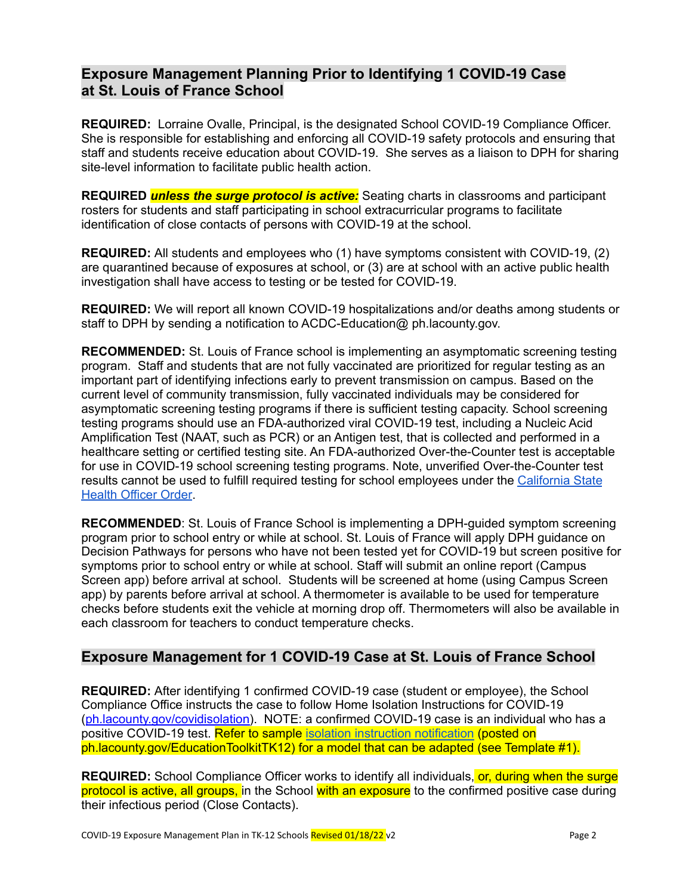## Exposure Management Planning Prior to Identifying 1 COVID-19 Case at St. Louis of France School

**REQUIRED:** Lorraine Ovalle, Principal, is the designated School COVID-19 Compliance Officer. She is responsible for establishing and enforcing all COVID-19 safety protocols and ensuring that staff and students receive education about COVID-19. She serves as a liaison to DPH for sharing site-level information to facilitate public health action.

**REQUIRED** ***unless the surge protocol is active:*** Seating charts in classrooms and participant rosters for students and staff participating in school extracurricular programs to facilitate identification of close contacts of persons with COVID-19 at the school.

**REQUIRED:** All students and employees who (1) have symptoms consistent with COVID-19, (2) are quarantined because of exposures at school, or (3) are at school with an active public health investigation shall have access to testing or be tested for COVID-19.

**REQUIRED:** We will report all known COVID-19 hospitalizations and/or deaths among students or staff to DPH by sending a notification to ACDC-Education@ ph.lacounty.gov.

**RECOMMENDED:** St. Louis of France school is implementing an asymptomatic screening testing program. Staff and students that are not fully vaccinated are prioritized for regular testing as an important part of identifying infections early to prevent transmission on campus. Based on the current level of community transmission, fully vaccinated individuals may be considered for asymptomatic screening testing programs if there is sufficient testing capacity. School screening testing programs should use an FDA-authorized viral COVID-19 test, including a Nucleic Acid Amplification Test (NAAT, such as PCR) or an Antigen test, that is collected and performed in a healthcare setting or certified testing site. An FDA-authorized Over-the-Counter test is acceptable for use in COVID-19 school screening testing programs. Note, unverified Over-the-Counter test results cannot be used to fulfill required testing for school employees under the California State Health Officer Order.

**RECOMMENDED**: St. Louis of France School is implementing a DPH-guided symptom screening program prior to school entry or while at school. St. Louis of France will apply DPH guidance on Decision Pathways for persons who have not been tested yet for COVID-19 but screen positive for symptoms prior to school entry or while at school. Staff will submit an online report (Campus Screen app) before arrival at school. Students will be screened at home (using Campus Screen app) by parents before arrival at school. A thermometer is available to be used for temperature checks before students exit the vehicle at morning drop off. Thermometers will also be available in each classroom for teachers to conduct temperature checks.

## Exposure Management for 1 COVID-19 Case at St. Louis of France School

**REQUIRED:** After identifying 1 confirmed COVID-19 case (student or employee), the School Compliance Office instructs the case to follow Home Isolation Instructions for COVID-19 (ph.lacounty.gov/covidisolation). NOTE: a confirmed COVID-19 case is an individual who has a positive COVID-19 test. Refer to sample isolation instruction notification (posted on ph.lacounty.gov/EducationToolkitTK12) for a model that can be adapted (see Template #1).

**REQUIRED:** School Compliance Officer works to identify all individuals, or, during when the surge protocol is active, all groups, in the School with an exposure to the confirmed positive case during their infectious period (Close Contacts).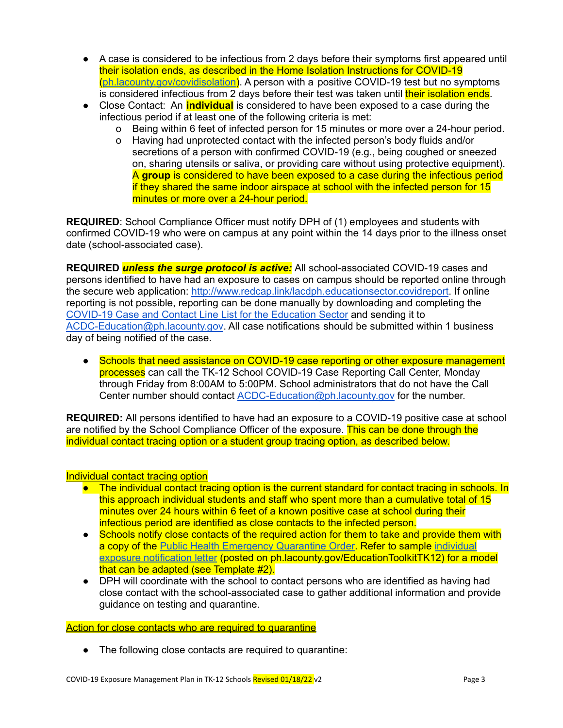- A case is considered to be infectious from 2 days before their symptoms first appeared until their isolation ends, as described in the Home Isolation Instructions for COVID-19 ([ph.lacounty.gov/covidisolation](ph.lacounty.gov/covidisolation)). A person with a positive COVID-19 test but no symptoms is considered infectious from 2 days before their test was taken until their isolation ends.
- Close Contact: An **individual** is considered to have been exposed to a case during the infectious period if at least one of the following criteria is met:
  - Being within 6 feet of infected person for 15 minutes or more over a 24-hour period.
  - Having had unprotected contact with the infected person's body fluids and/or secretions of a person with confirmed COVID-19 (e.g., being coughed or sneezed on, sharing utensils or saliva, or providing care without using protective equipment). A **group** is considered to have been exposed to a case during the infectious period if they shared the same indoor airspace at school with the infected person for 15 minutes or more over a 24-hour period.

**REQUIRED**: School Compliance Officer must notify DPH of (1) employees and students with confirmed COVID-19 who were on campus at any point within the 14 days prior to the illness onset date (school-associated case).

**REQUIRED** ***unless the surge protocol is active:*** All school-associated COVID-19 cases and persons identified to have had an exposure to cases on campus should be reported online through the secure web application: [http://www.redcap.link/lacdph.educationsector.covidreport](http://www.redcap.link/lacdph.educationsector.covidreport). If online reporting is not possible, reporting can be done manually by downloading and completing the [COVID-19 Case and Contact Line List for the Education Sector]() and sending it to [ACDC-Education@ph.lacounty.gov](mailto:ACDC-Education@ph.lacounty.gov). All case notifications should be submitted within 1 business day of being notified of the case.

- Schools that need assistance on COVID-19 case reporting or other exposure management processes can call the TK-12 School COVID-19 Case Reporting Call Center, Monday through Friday from 8:00AM to 5:00PM. School administrators that do not have the Call Center number should contact [ACDC-Education@ph.lacounty.gov](mailto:ACDC-Education@ph.lacounty.gov) for the number.

**REQUIRED:** All persons identified to have had an exposure to a COVID-19 positive case at school are notified by the School Compliance Officer of the exposure. This can be done through the individual contact tracing option or a student group tracing option, as described below.

<u>Individual contact tracing option</u>

- The individual contact tracing option is the current standard for contact tracing in schools. In this approach individual students and staff who spent more than a cumulative total of 15 minutes over 24 hours within 6 feet of a known positive case at school during their infectious period are identified as close contacts to the infected person.
- Schools notify close contacts of the required action for them to take and provide them with a copy of the [Public Health Emergency Quarantine Order](). Refer to sample [individual exposure notification letter]() (posted on ph.lacounty.gov/EducationToolkitTK12) for a model that can be adapted (see Template #2).
- DPH will coordinate with the school to contact persons who are identified as having had close contact with the school-associated case to gather additional information and provide guidance on testing and quarantine.

<u>Action for close contacts who are required to quarantine</u>

- The following close contacts are required to quarantine: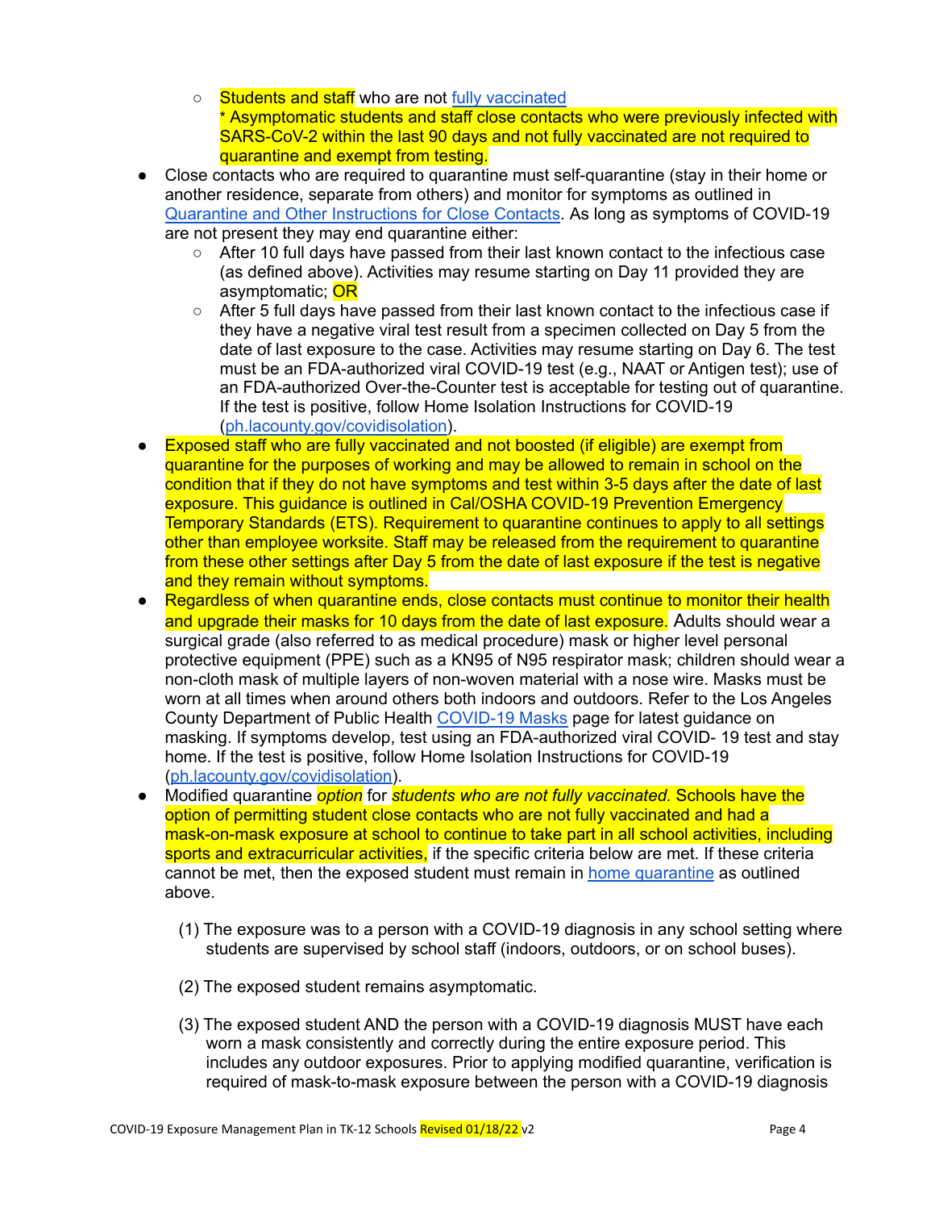- Students and staff who are not [fully vaccinated](#)
    * Asymptomatic students and staff close contacts who were previously infected with SARS-CoV-2 within the last 90 days and not fully vaccinated are not required to quarantine and exempt from testing.
- Close contacts who are required to quarantine must self-quarantine (stay in their home or another residence, separate from others) and monitor for symptoms as outlined in [Quarantine and Other Instructions for Close Contacts](#). As long as symptoms of COVID-19 are not present they may end quarantine either:
  - After 10 full days have passed from their last known contact to the infectious case (as defined above). Activities may resume starting on Day 11 provided they are asymptomatic; OR
  - After 5 full days have passed from their last known contact to the infectious case if they have a negative viral test result from a specimen collected on Day 5 from the date of last exposure to the case. Activities may resume starting on Day 6. The test must be an FDA-authorized viral COVID-19 test (e.g., NAAT or Antigen test); use of an FDA-authorized Over-the-Counter test is acceptable for testing out of quarantine. If the test is positive, follow Home Isolation Instructions for COVID-19 ([ph.lacounty.gov/covidisolation](#)).
- Exposed staff who are fully vaccinated and not boosted (if eligible) are exempt from quarantine for the purposes of working and may be allowed to remain in school on the condition that if they do not have symptoms and test within 3-5 days after the date of last exposure. This guidance is outlined in Cal/OSHA COVID-19 Prevention Emergency Temporary Standards (ETS). Requirement to quarantine continues to apply to all settings other than employee worksite. Staff may be released from the requirement to quarantine from these other settings after Day 5 from the date of last exposure if the test is negative and they remain without symptoms.
- Regardless of when quarantine ends, close contacts must continue to monitor their health and upgrade their masks for 10 days from the date of last exposure. Adults should wear a surgical grade (also referred to as medical procedure) mask or higher level personal protective equipment (PPE) such as a KN95 of N95 respirator mask; children should wear a non-cloth mask of multiple layers of non-woven material with a nose wire. Masks must be worn at all times when around others both indoors and outdoors. Refer to the Los Angeles County Department of Public Health [COVID-19 Masks](#) page for latest guidance on masking. If symptoms develop, test using an FDA-authorized viral COVID- 19 test and stay home. If the test is positive, follow Home Isolation Instructions for COVID-19 ([ph.lacounty.gov/covidisolation](#)).
- Modified quarantine *option* for *students who are not fully vaccinated.* Schools have the option of permitting student close contacts who are not fully vaccinated and had a mask-on-mask exposure at school to continue to take part in all school activities, including sports and extracurricular activities, if the specific criteria below are met. If these criteria cannot be met, then the exposed student must remain in [home quarantine](#) as outlined above.

  (1) The exposure was to a person with a COVID-19 diagnosis in any school setting where students are supervised by school staff (indoors, outdoors, or on school buses).

  (2) The exposed student remains asymptomatic.

  (3) The exposed student AND the person with a COVID-19 diagnosis MUST have each worn a mask consistently and correctly during the entire exposure period. This includes any outdoor exposures. Prior to applying modified quarantine, verification is required of mask-to-mask exposure between the person with a COVID-19 diagnosis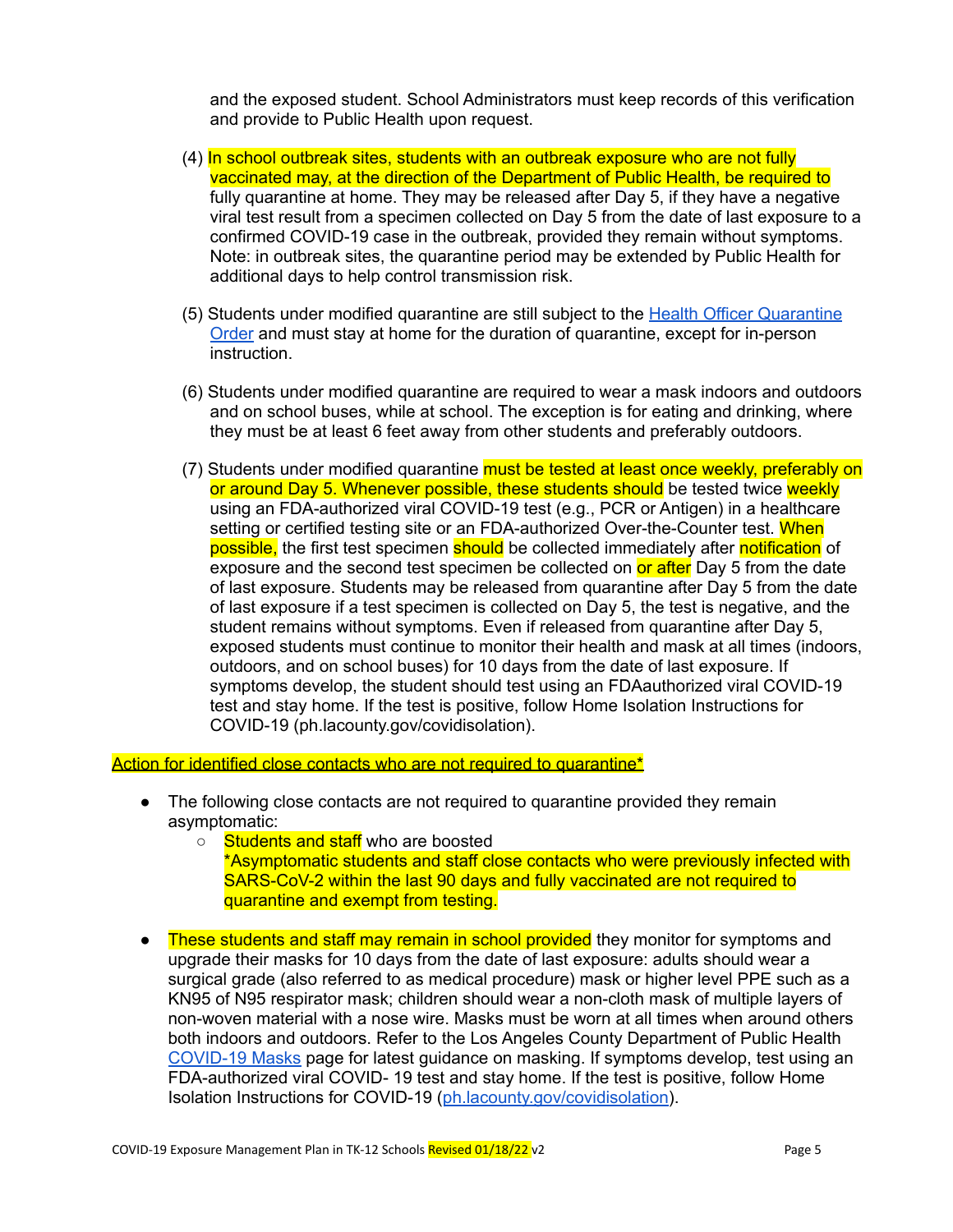and the exposed student. School Administrators must keep records of this verification and provide to Public Health upon request.

(4) In school outbreak sites, students with an outbreak exposure who are not fully vaccinated may, at the direction of the Department of Public Health, be required to fully quarantine at home. They may be released after Day 5, if they have a negative viral test result from a specimen collected on Day 5 from the date of last exposure to a confirmed COVID-19 case in the outbreak, provided they remain without symptoms. Note: in outbreak sites, the quarantine period may be extended by Public Health for additional days to help control transmission risk.

(5) Students under modified quarantine are still subject to the Health Officer Quarantine Order and must stay at home for the duration of quarantine, except for in-person instruction.

(6) Students under modified quarantine are required to wear a mask indoors and outdoors and on school buses, while at school. The exception is for eating and drinking, where they must be at least 6 feet away from other students and preferably outdoors.

(7) Students under modified quarantine must be tested at least once weekly, preferably on or around Day 5. Whenever possible, these students should be tested twice weekly using an FDA-authorized viral COVID-19 test (e.g., PCR or Antigen) in a healthcare setting or certified testing site or an FDA-authorized Over-the-Counter test. When possible, the first test specimen should be collected immediately after notification of exposure and the second test specimen be collected on or after Day 5 from the date of last exposure. Students may be released from quarantine after Day 5 from the date of last exposure if a test specimen is collected on Day 5, the test is negative, and the student remains without symptoms. Even if released from quarantine after Day 5, exposed students must continue to monitor their health and mask at all times (indoors, outdoors, and on school buses) for 10 days from the date of last exposure. If symptoms develop, the student should test using an FDAauthorized viral COVID-19 test and stay home. If the test is positive, follow Home Isolation Instructions for COVID-19 (ph.lacounty.gov/covidisolation).

Action for identified close contacts who are not required to quarantine*

- The following close contacts are not required to quarantine provided they remain asymptomatic:
  - Students and staff who are boosted
    *Asymptomatic students and staff close contacts who were previously infected with SARS-CoV-2 within the last 90 days and fully vaccinated are not required to quarantine and exempt from testing.

- These students and staff may remain in school provided they monitor for symptoms and upgrade their masks for 10 days from the date of last exposure: adults should wear a surgical grade (also referred to as medical procedure) mask or higher level PPE such as a KN95 of N95 respirator mask; children should wear a non-cloth mask of multiple layers of non-woven material with a nose wire. Masks must be worn at all times when around others both indoors and outdoors. Refer to the Los Angeles County Department of Public Health COVID-19 Masks page for latest guidance on masking. If symptoms develop, test using an FDA-authorized viral COVID- 19 test and stay home. If the test is positive, follow Home Isolation Instructions for COVID-19 (ph.lacounty.gov/covidisolation).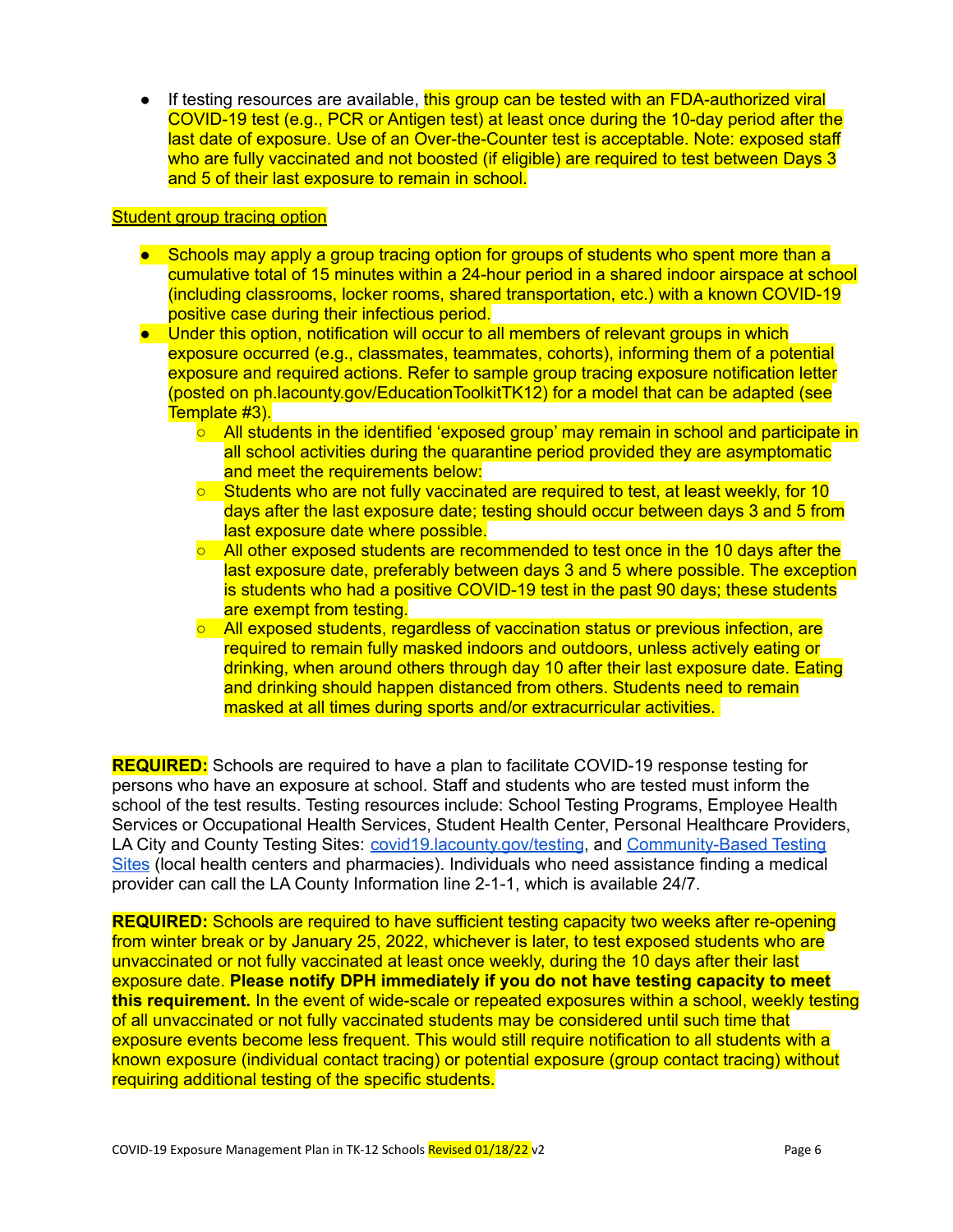- If testing resources are available, this group can be tested with an FDA-authorized viral COVID-19 test (e.g., PCR or Antigen test) at least once during the 10-day period after the last date of exposure. Use of an Over-the-Counter test is acceptable. Note: exposed staff who are fully vaccinated and not boosted (if eligible) are required to test between Days 3 and 5 of their last exposure to remain in school.

<u>Student group tracing option</u>

- Schools may apply a group tracing option for groups of students who spent more than a cumulative total of 15 minutes within a 24-hour period in a shared indoor airspace at school (including classrooms, locker rooms, shared transportation, etc.) with a known COVID-19 positive case during their infectious period.
- Under this option, notification will occur to all members of relevant groups in which exposure occurred (e.g., classmates, teammates, cohorts), informing them of a potential exposure and required actions. Refer to sample group tracing exposure notification letter (posted on ph.lacounty.gov/EducationToolkitTK12) for a model that can be adapted (see Template #3).
    - All students in the identified 'exposed group' may remain in school and participate in all school activities during the quarantine period provided they are asymptomatic and meet the requirements below:
    - Students who are not fully vaccinated are required to test, at least weekly, for 10 days after the last exposure date; testing should occur between days 3 and 5 from last exposure date where possible.
    - All other exposed students are recommended to test once in the 10 days after the last exposure date, preferably between days 3 and 5 where possible. The exception is students who had a positive COVID-19 test in the past 90 days; these students are exempt from testing.
    - All exposed students, regardless of vaccination status or previous infection, are required to remain fully masked indoors and outdoors, unless actively eating or drinking, when around others through day 10 after their last exposure date. Eating and drinking should happen distanced from others. Students need to remain masked at all times during sports and/or extracurricular activities.

**REQUIRED:** Schools are required to have a plan to facilitate COVID-19 response testing for persons who have an exposure at school. Staff and students who are tested must inform the school of the test results. Testing resources include: School Testing Programs, Employee Health Services or Occupational Health Services, Student Health Center, Personal Healthcare Providers, LA City and County Testing Sites: [covid19.lacounty.gov/testing](covid19.lacounty.gov/testing), and [Community-Based Testing Sites](#) (local health centers and pharmacies). Individuals who need assistance finding a medical provider can call the LA County Information line 2-1-1, which is available 24/7.

**REQUIRED:** Schools are required to have sufficient testing capacity two weeks after re-opening from winter break or by January 25, 2022, whichever is later, to test exposed students who are unvaccinated or not fully vaccinated at least once weekly, during the 10 days after their last exposure date. **Please notify DPH immediately if you do not have testing capacity to meet this requirement.** In the event of wide-scale or repeated exposures within a school, weekly testing of all unvaccinated or not fully vaccinated students may be considered until such time that exposure events become less frequent. This would still require notification to all students with a known exposure (individual contact tracing) or potential exposure (group contact tracing) without requiring additional testing of the specific students.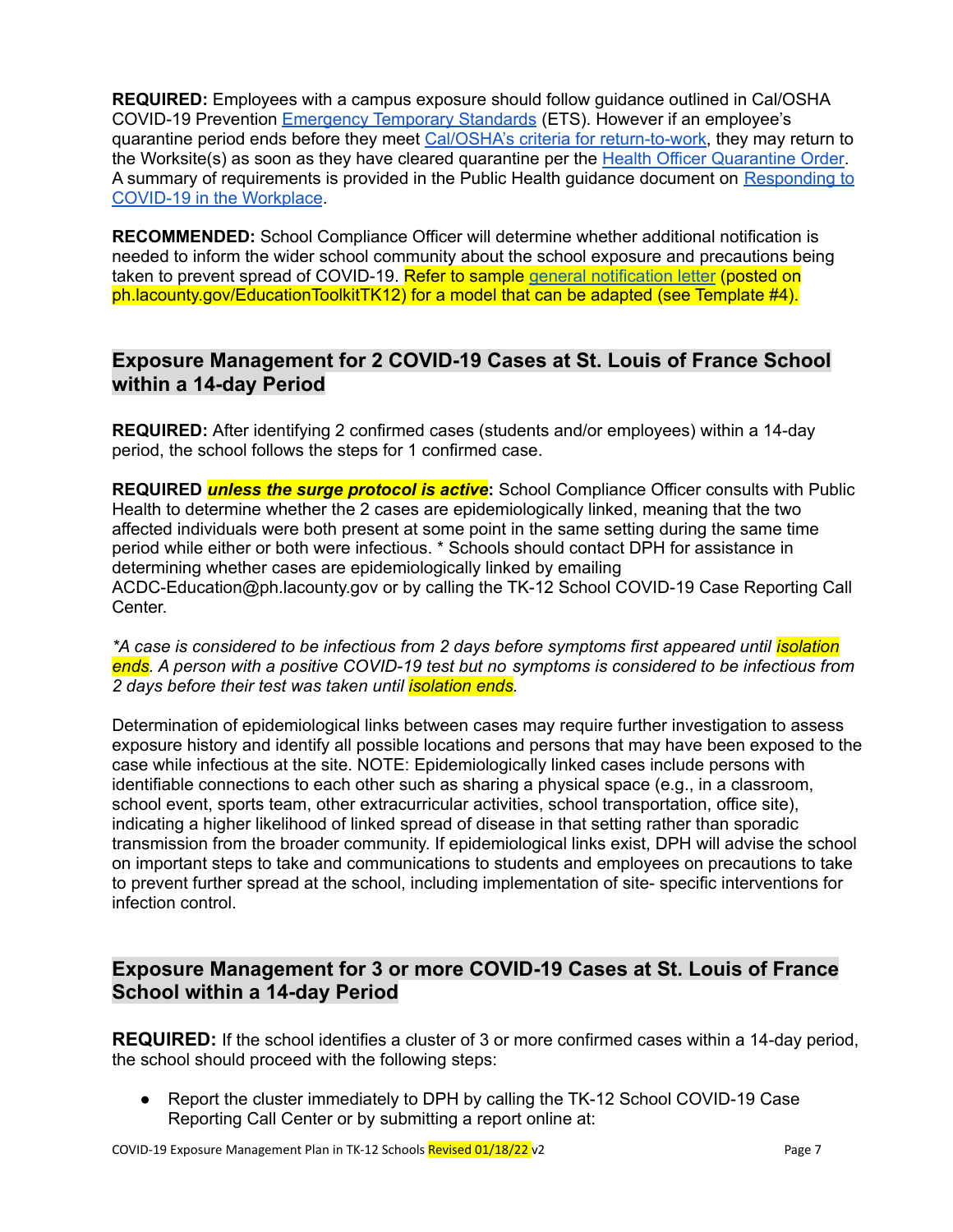**REQUIRED:** Employees with a campus exposure should follow guidance outlined in Cal/OSHA COVID-19 Prevention Emergency Temporary Standards (ETS). However if an employee's quarantine period ends before they meet Cal/OSHA's criteria for return-to-work, they may return to the Worksite(s) as soon as they have cleared quarantine per the Health Officer Quarantine Order. A summary of requirements is provided in the Public Health guidance document on Responding to COVID-19 in the Workplace.

**RECOMMENDED:** School Compliance Officer will determine whether additional notification is needed to inform the wider school community about the school exposure and precautions being taken to prevent spread of COVID-19. Refer to sample general notification letter (posted on ph.lacounty.gov/EducationToolkitTK12) for a model that can be adapted (see Template #4).

## Exposure Management for 2 COVID-19 Cases at St. Louis of France School within a 14-day Period

**REQUIRED:** After identifying 2 confirmed cases (students and/or employees) within a 14-day period, the school follows the steps for 1 confirmed case.

**REQUIRED *unless the surge protocol is active*:** School Compliance Officer consults with Public Health to determine whether the 2 cases are epidemiologically linked, meaning that the two affected individuals were both present at some point in the same setting during the same time period while either or both were infectious. * Schools should contact DPH for assistance in determining whether cases are epidemiologically linked by emailing ACDC-Education@ph.lacounty.gov or by calling the TK-12 School COVID-19 Case Reporting Call Center.

*\*A case is considered to be infectious from 2 days before symptoms first appeared until isolation ends. A person with a positive COVID-19 test but no symptoms is considered to be infectious from 2 days before their test was taken until isolation ends.*

Determination of epidemiological links between cases may require further investigation to assess exposure history and identify all possible locations and persons that may have been exposed to the case while infectious at the site. NOTE: Epidemiologically linked cases include persons with identifiable connections to each other such as sharing a physical space (e.g., in a classroom, school event, sports team, other extracurricular activities, school transportation, office site), indicating a higher likelihood of linked spread of disease in that setting rather than sporadic transmission from the broader community. If epidemiological links exist, DPH will advise the school on important steps to take and communications to students and employees on precautions to take to prevent further spread at the school, including implementation of site- specific interventions for infection control.

## Exposure Management for 3 or more COVID-19 Cases at St. Louis of France School within a 14-day Period

**REQUIRED:** If the school identifies a cluster of 3 or more confirmed cases within a 14-day period, the school should proceed with the following steps:

- Report the cluster immediately to DPH by calling the TK-12 School COVID-19 Case Reporting Call Center or by submitting a report online at: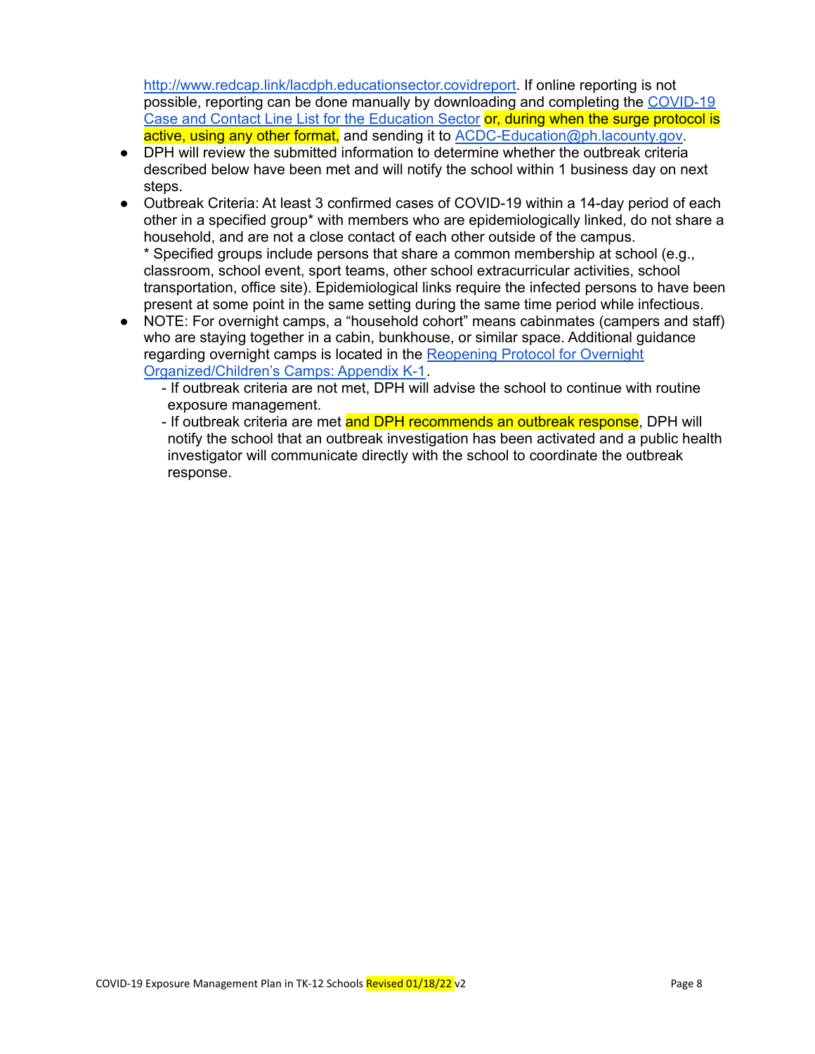http://www.redcap.link/lacdph.educationsector.covidreport. If online reporting is not possible, reporting can be done manually by downloading and completing the COVID-19 Case and Contact Line List for the Education Sector or, during when the surge protocol is active, using any other format, and sending it to ACDC-Education@ph.lacounty.gov.

- DPH will review the submitted information to determine whether the outbreak criteria described below have been met and will notify the school within 1 business day on next steps.
- Outbreak Criteria: At least 3 confirmed cases of COVID-19 within a 14-day period of each other in a specified group* with members who are epidemiologically linked, do not share a household, and are not a close contact of each other outside of the campus.
  * Specified groups include persons that share a common membership at school (e.g., classroom, school event, sport teams, other school extracurricular activities, school transportation, office site). Epidemiological links require the infected persons to have been present at some point in the same setting during the same time period while infectious.
- NOTE: For overnight camps, a "household cohort" means cabinmates (campers and staff) who are staying together in a cabin, bunkhouse, or similar space. Additional guidance regarding overnight camps is located in the Reopening Protocol for Overnight Organized/Children's Camps: Appendix K-1.
  - If outbreak criteria are not met, DPH will advise the school to continue with routine exposure management.
  - If outbreak criteria are met and DPH recommends an outbreak response, DPH will notify the school that an outbreak investigation has been activated and a public health investigator will communicate directly with the school to coordinate the outbreak response.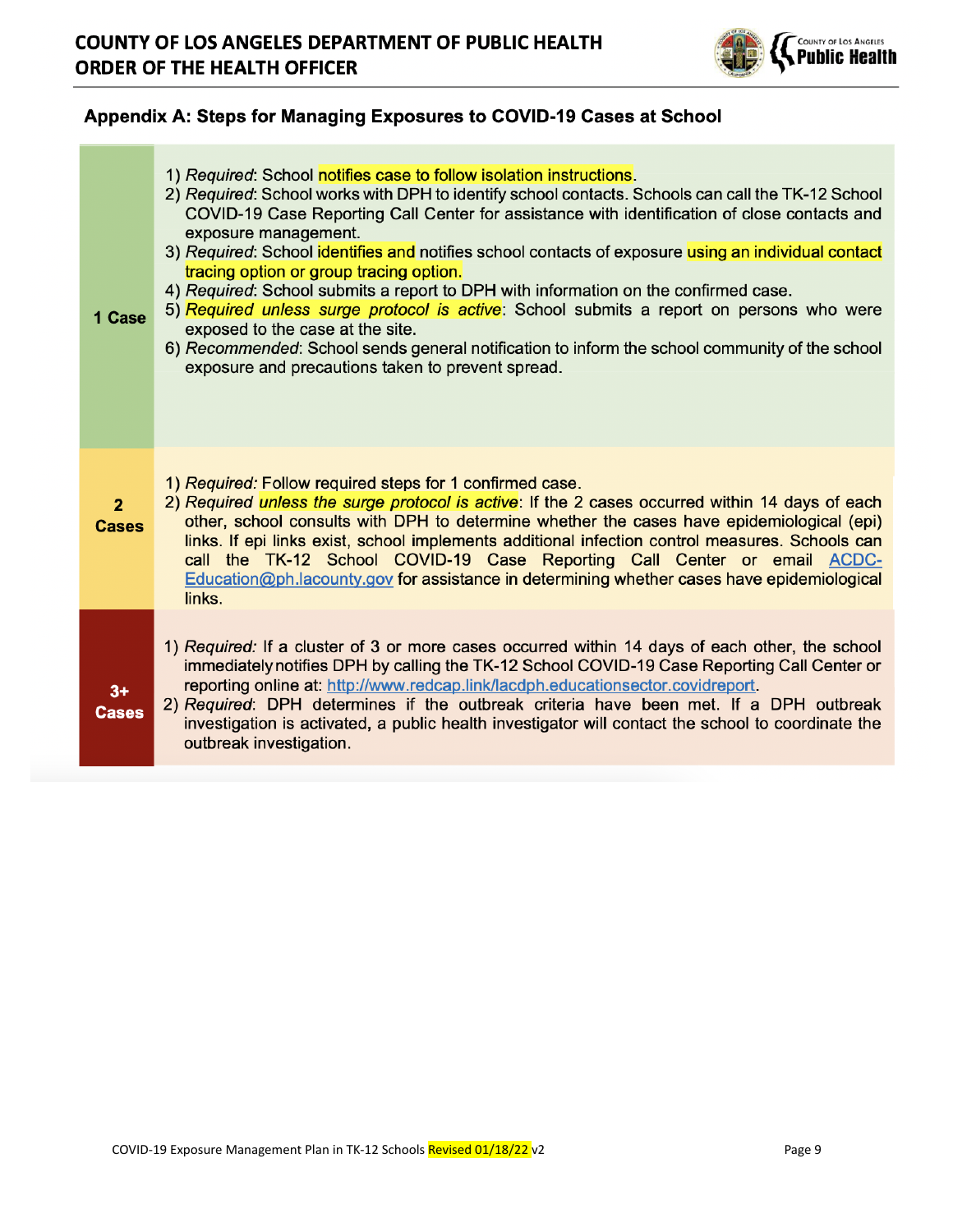## Appendix A: Steps for Managing Exposures to COVID-19 Cases at School

| | |
|---|---|
| **1 Case** | 1) *Required*: School notifies case to follow isolation instructions.<br>2) *Required*: School works with DPH to identify school contacts. Schools can call the TK-12 School COVID-19 Case Reporting Call Center for assistance with identification of close contacts and exposure management.<br>3) *Required*: School identifies and notifies school contacts of exposure using an individual contact tracing option or group tracing option.<br>4) *Required*: School submits a report to DPH with information on the confirmed case.<br>5) *Required unless surge protocol is active*: School submits a report on persons who were exposed to the case at the site.<br>6) *Recommended*: School sends general notification to inform the school community of the school exposure and precautions taken to prevent spread. |
| **2 Cases** | 1) *Required:* Follow required steps for 1 confirmed case.<br>2) *Required unless the surge protocol is active*: If the 2 cases occurred within 14 days of each other, school consults with DPH to determine whether the cases have epidemiological (epi) links. If epi links exist, school implements additional infection control measures. Schools can call the TK-12 School COVID-19 Case Reporting Call Center or email ACDC-Education@ph.lacounty.gov for assistance in determining whether cases have epidemiological links. |
| **3+ Cases** | 1) *Required:* If a cluster of 3 or more cases occurred within 14 days of each other, the school immediately notifies DPH by calling the TK-12 School COVID-19 Case Reporting Call Center or reporting online at: http://www.redcap.link/lacdph.educationsector.covidreport.<br>2) *Required*: DPH determines if the outbreak criteria have been met. If a DPH outbreak investigation is activated, a public health investigator will contact the school to coordinate the outbreak investigation. |